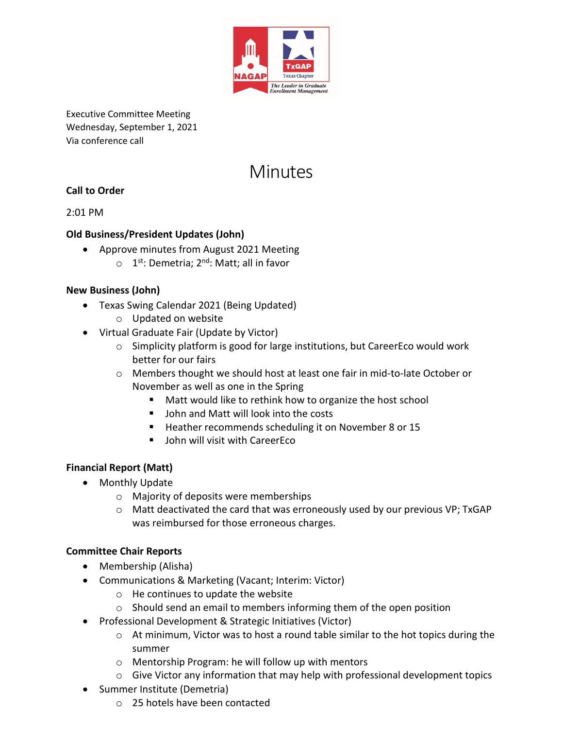Executive Committee Meeting
Wednesday, September 1, 2021
Via conference call

# Minutes

**Call to Order**

2:01 PM

**Old Business/President Updates (John)**

- Approve minutes from August 2021 Meeting
  - 1st: Demetria; 2nd: Matt; all in favor

**New Business (John)**

- Texas Swing Calendar 2021 (Being Updated)
  - Updated on website
- Virtual Graduate Fair (Update by Victor)
  - Simplicity platform is good for large institutions, but CareerEco would work better for our fairs
  - Members thought we should host at least one fair in mid-to-late October or November as well as one in the Spring
    - Matt would like to rethink how to organize the host school
    - John and Matt will look into the costs
    - Heather recommends scheduling it on November 8 or 15
    - John will visit with CareerEco

**Financial Report (Matt)**

- Monthly Update
  - Majority of deposits were memberships
  - Matt deactivated the card that was erroneously used by our previous VP; TxGAP was reimbursed for those erroneous charges.

**Committee Chair Reports**

- Membership (Alisha)
- Communications & Marketing (Vacant; Interim: Victor)
  - He continues to update the website
  - Should send an email to members informing them of the open position
- Professional Development & Strategic Initiatives (Victor)
  - At minimum, Victor was to host a round table similar to the hot topics during the summer
  - Mentorship Program: he will follow up with mentors
  - Give Victor any information that may help with professional development topics
- Summer Institute (Demetria)
  - 25 hotels have been contacted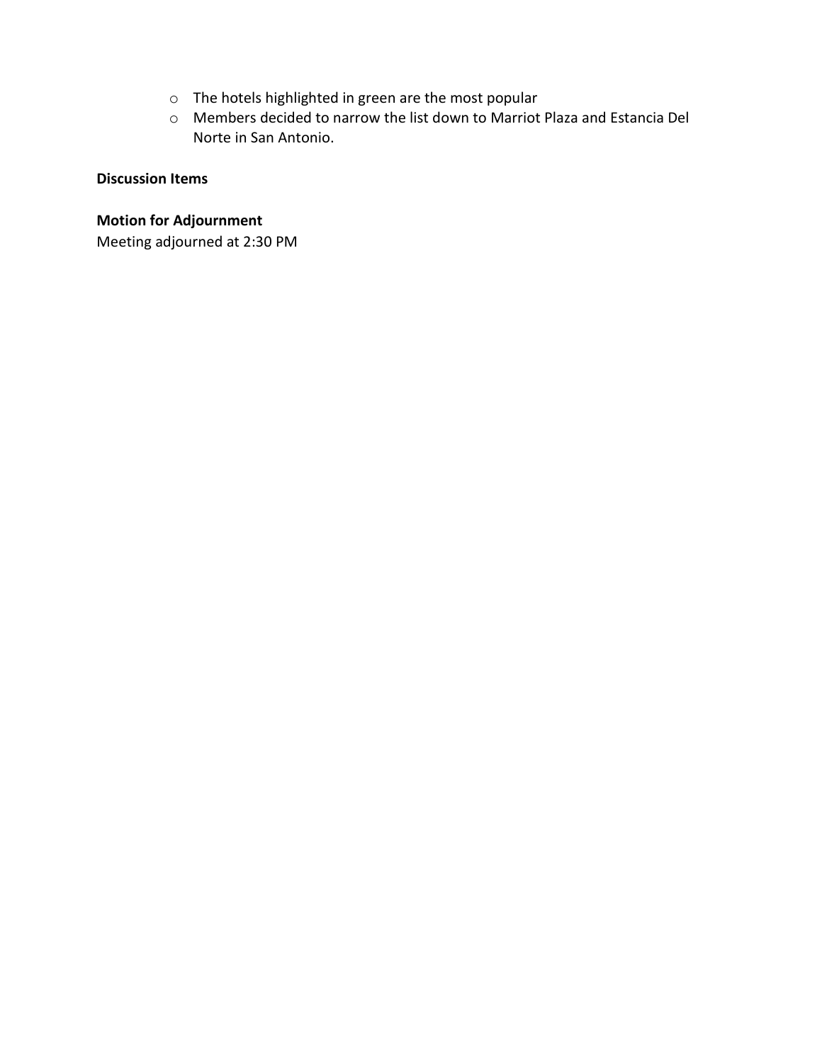- The hotels highlighted in green are the most popular
  - Members decided to narrow the list down to Marriot Plaza and Estancia Del Norte in San Antonio.

**Discussion Items**

**Motion for Adjournment**

Meeting adjourned at 2:30 PM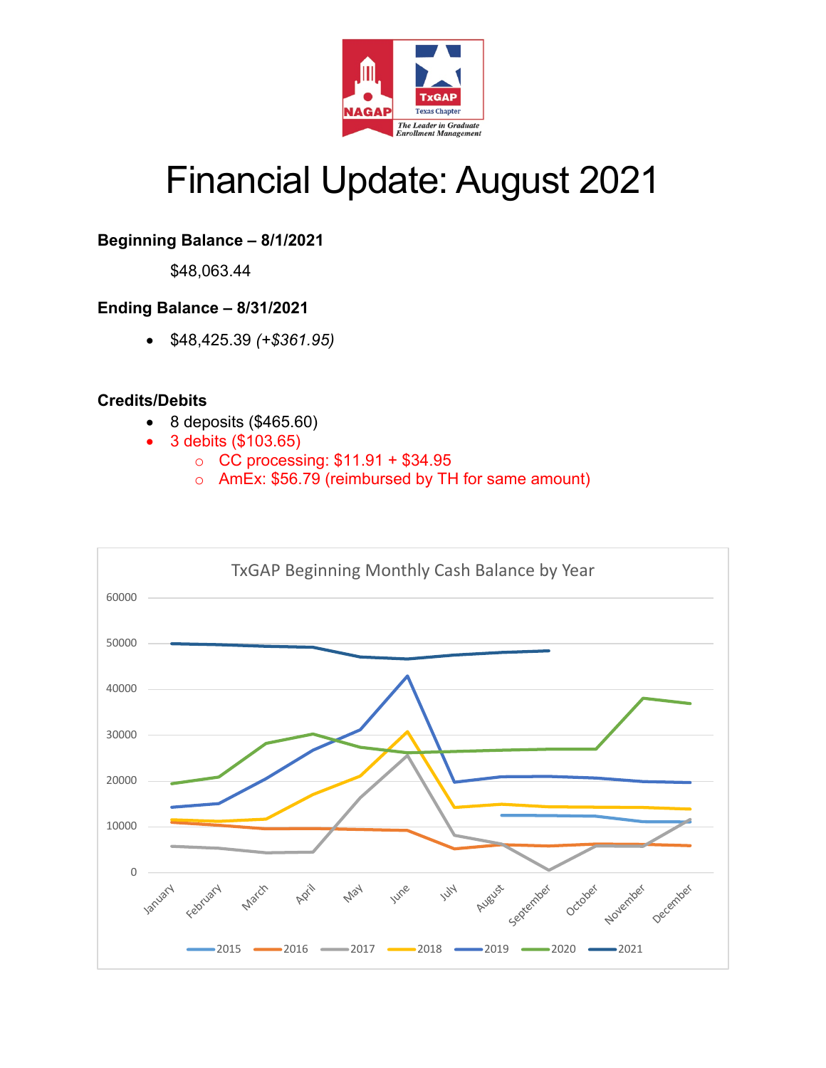# Financial Update: August 2021

**Beginning Balance – 8/1/2021**

$48,063.44

**Ending Balance – 8/31/2021**

- $48,425.39 *(+$361.95)*

**Credits/Debits**

- 8 deposits ($465.60)
- 3 debits ($103.65)
  - CC processing: $11.91 + $34.95
  - AmEx: $56.79 (reimbursed by TH for same amount)

TxGAP Beginning Monthly Cash Balance by Year

60000
50000
40000
30000
20000
10000
0

January
February
March
April
May
June
July
August
September
October
November
December

2015
2016
2017
2018
2019
2020
2021